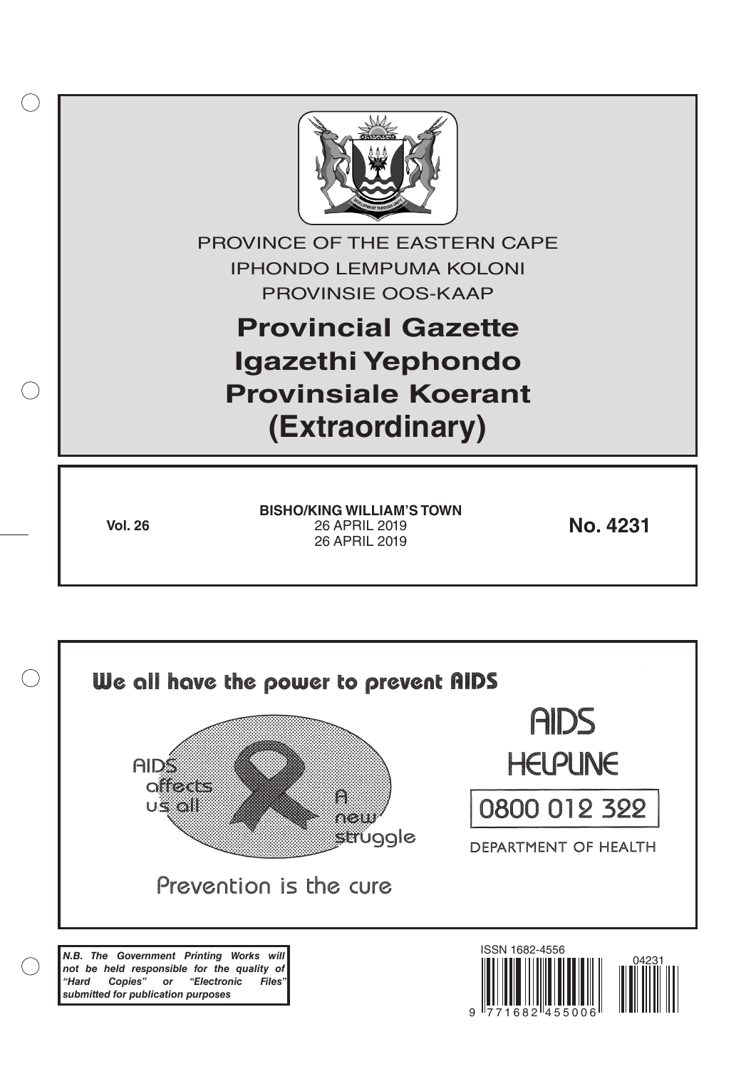PROVINCE OF THE EASTERN CAPE

IPHONDO LEMPUMA KOLONI

PROVINSIE OOS-KAAP

# Provincial Gazette
# Igazethi Yephondo
# Provinsiale Koerant
# (Extraordinary)

**Vol. 26**

**BISHO/KING WILLIAM'S TOWN**
26 APRIL 2019
26 APRIL 2019

**No. 4231**

We all have the power to prevent AIDS

AIDS affects us all

A new struggle

Prevention is the cure

AIDS HELPLINE

0800 012 322

DEPARTMENT OF HEALTH

***N.B. The Government Printing Works will not be held responsible for the quality of "Hard Copies" or "Electronic Files" submitted for publication purposes***

ISSN 1682-4556

9 771682 455006

04231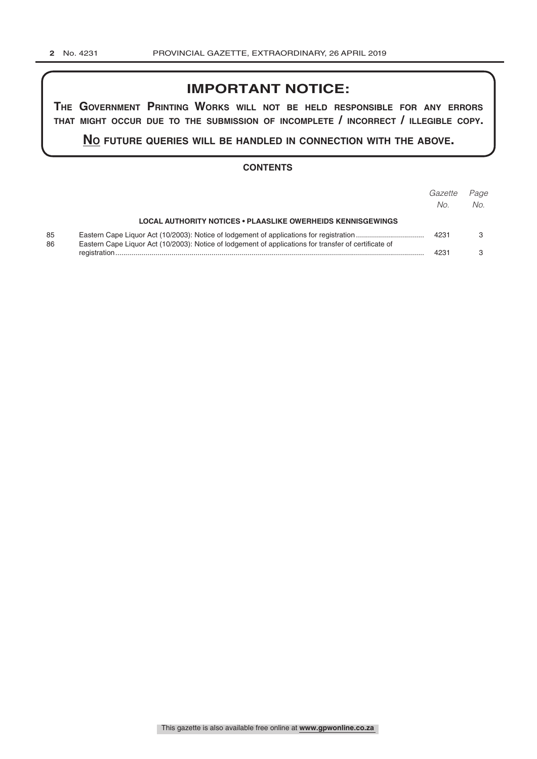## IMPORTANT NOTICE:

**THE GOVERNMENT PRINTING WORKS WILL NOT BE HELD RESPONSIBLE FOR ANY ERRORS THAT MIGHT OCCUR DUE TO THE SUBMISSION OF INCOMPLETE / INCORRECT / ILLEGIBLE COPY.**

**NO FUTURE QUERIES WILL BE HANDLED IN CONNECTION WITH THE ABOVE.**

### CONTENTS

| | | *Gazette No.* | *Page No.* |
|---|---|---|---|
| | **LOCAL AUTHORITY NOTICES • PLAASLIKE OWERHEIDS KENNISGEWINGS** | | |
| 85 | Eastern Cape Liquor Act (10/2003): Notice of lodgement of applications for registration | 4231 | 3 |
| 86 | Eastern Cape Liquor Act (10/2003): Notice of lodgement of applications for transfer of certificate of registration | 4231 | 3 |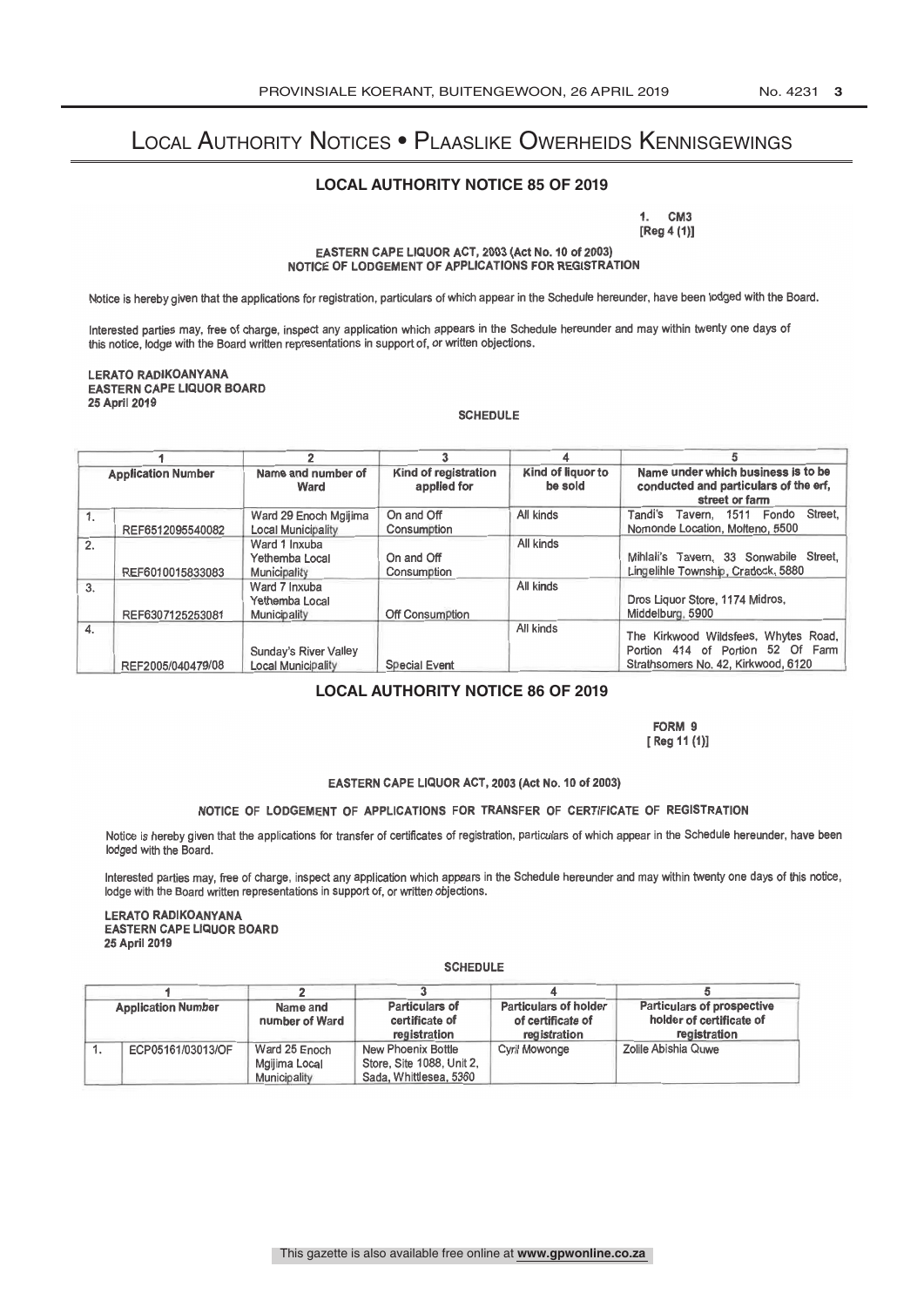# Local Authority Notices • Plaaslike Owerheids Kennisgewings

## LOCAL AUTHORITY NOTICE 85 OF 2019

1. CM3
[Reg 4 (1)]

**EASTERN CAPE LIQUOR ACT, 2003 (Act No. 10 of 2003)**
**NOTICE OF LODGEMENT OF APPLICATIONS FOR REGISTRATION**

Notice is hereby given that the applications for registration, particulars of which appear in the Schedule hereunder, have been lodged with the Board.

Interested parties may, free of charge, inspect any application which appears in the Schedule hereunder and may within twenty one days of this notice, lodge with the Board written representations in support of, or written objections.

**LERATO RADIKOANYANA**
**EASTERN CAPE LIQUOR BOARD**
**25 April 2019**

**SCHEDULE**

| 1 | | 2 | 3 | 4 | 5 |
|---|---|---|---|---|---|
| Application Number | | Name and number of Ward | Kind of registration applied for | Kind of liquor to be sold | Name under which business is to be conducted and particulars of the erf, street or farm |
| 1. | REF6512095540082 | Ward 29 Enoch Mgijima Local Municipality | On and Off Consumption | All kinds | Tandi's Tavern, 1511 Fondo Street, Nomonde Location, Molteno, 5500 |
| 2. | REF6010015833083 | Ward 1 Inxuba Yethemba Local Municipality | On and Off Consumption | All kinds | Mihlali's Tavern, 33 Sonwabile Street, Lingelihle Township, Cradock, 5880 |
| 3. | REF6307125253081 | Ward 7 Inxuba Yethemba Local Municipality | Off Consumption | All kinds | Dros Liquor Store, 1174 Midros, Middelburg, 5900 |
| 4. | REF2005/040479/08 | Sunday's River Valley Local Municipality | Special Event | All kinds | The Kirkwood Wildsfees, Whytes Road, Portion 414 of Portion 52 Of Farm Strathsomers No. 42, Kirkwood, 6120 |

## LOCAL AUTHORITY NOTICE 86 OF 2019

FORM 9
[ Reg 11 (1)]

**EASTERN CAPE LIQUOR ACT, 2003 (Act No. 10 of 2003)**

**NOTICE OF LODGEMENT OF APPLICATIONS FOR TRANSFER OF CERTIFICATE OF REGISTRATION**

Notice is hereby given that the applications for transfer of certificates of registration, particulars of which appear in the Schedule hereunder, have been lodged with the Board.

Interested parties may, free of charge, inspect any application which appears in the Schedule hereunder and may within twenty one days of this notice, lodge with the Board written representations in support of, or written objections.

**LERATO RADIKOANYANA**
**EASTERN CAPE LIQUOR BOARD**
**25 April 2019**

**SCHEDULE**

| 1 | | 2 | 3 | 4 | 5 |
|---|---|---|---|---|---|
| Application Number | | Name and number of Ward | Particulars of certificate of registration | Particulars of holder of certificate of registration | Particulars of prospective holder of certificate of registration |
| 1. | ECP05161/03013/OF | Ward 25 Enoch Mgijima Local Municipality | New Phoenix Bottle Store, Site 1088, Unit 2, Sada, Whittlesea, 5360 | Cyril Mowonge | Zolile Abishia Quwe |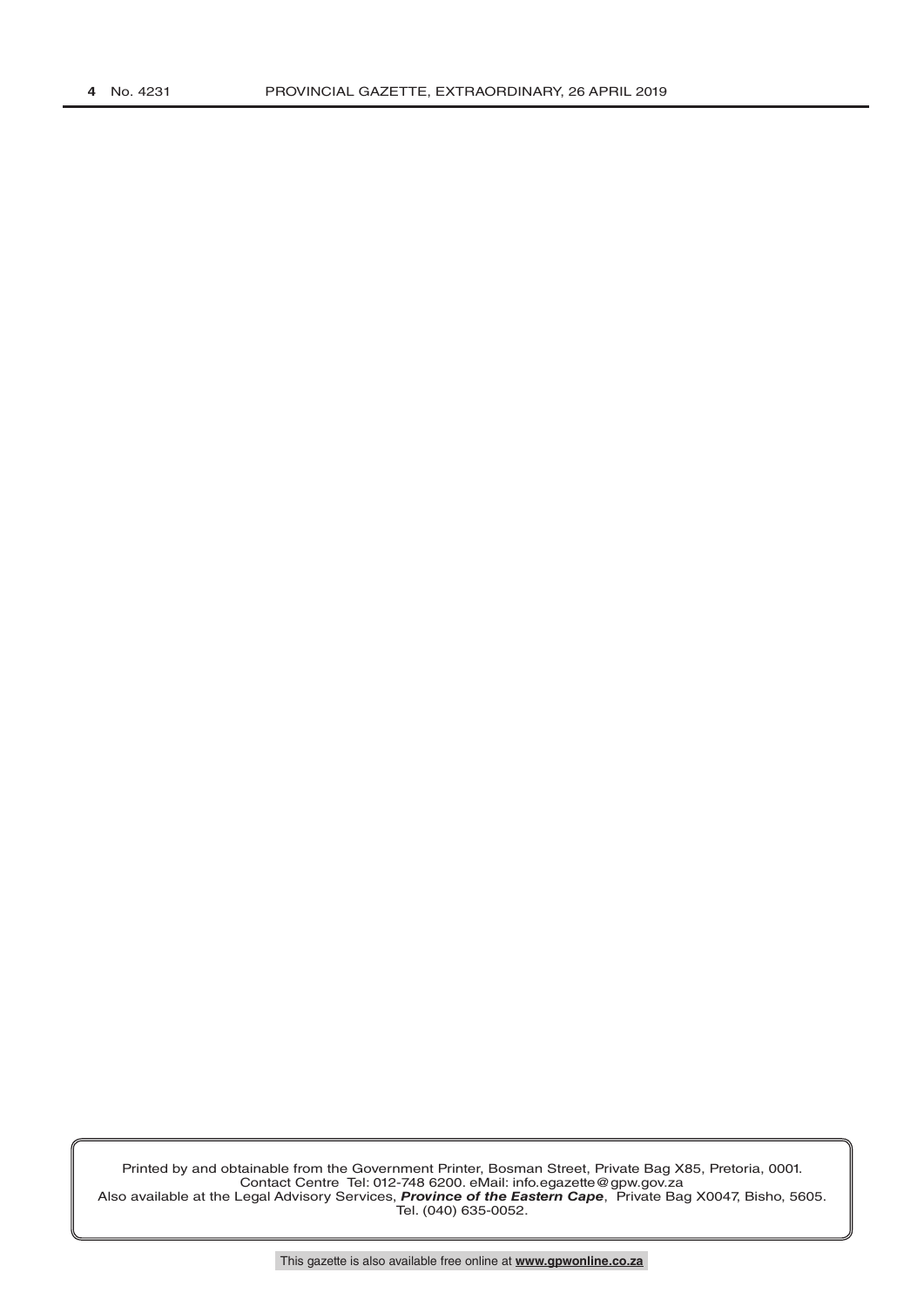Printed by and obtainable from the Government Printer, Bosman Street, Private Bag X85, Pretoria, 0001.
Contact Centre Tel: 012-748 6200. eMail: info.egazette@gpw.gov.za
Also available at the Legal Advisory Services, ***Province of the Eastern Cape***, Private Bag X0047, Bisho, 5605.
Tel. (040) 635-0052.

This gazette is also available free online at **www.gpwonline.co.za**